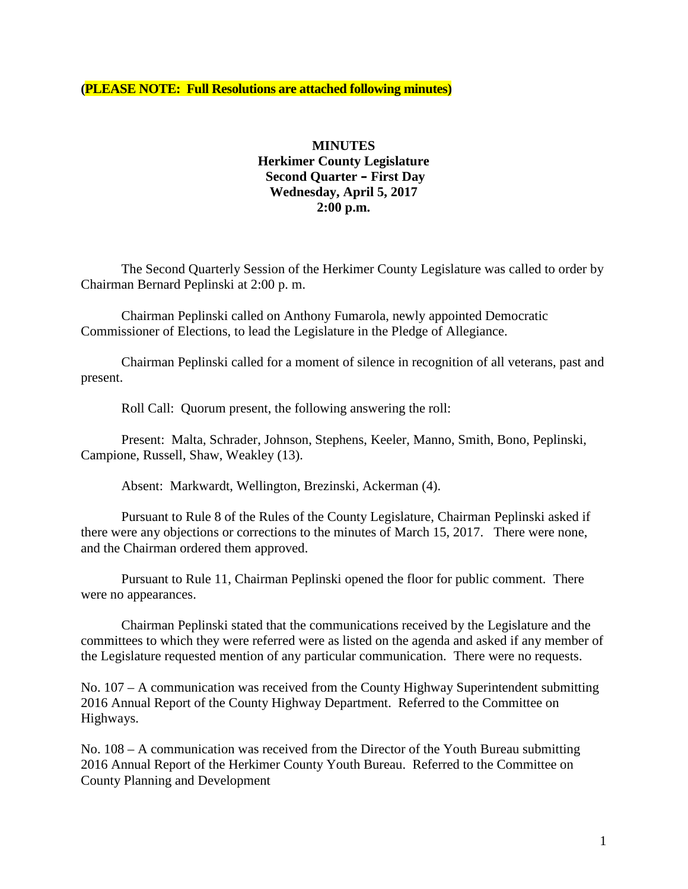**(PLEASE NOTE: Full Resolutions are attached following minutes)**

# MINUTES
## Herkimer County Legislature
### Second Quarter – First Day
### Wednesday, April 5, 2017
### 2:00 p.m.

The Second Quarterly Session of the Herkimer County Legislature was called to order by Chairman Bernard Peplinski at 2:00 p. m.

Chairman Peplinski called on Anthony Fumarola, newly appointed Democratic Commissioner of Elections, to lead the Legislature in the Pledge of Allegiance.

Chairman Peplinski called for a moment of silence in recognition of all veterans, past and present.

Roll Call: Quorum present, the following answering the roll:

Present: Malta, Schrader, Johnson, Stephens, Keeler, Manno, Smith, Bono, Peplinski, Campione, Russell, Shaw, Weakley (13).

Absent: Markwardt, Wellington, Brezinski, Ackerman (4).

Pursuant to Rule 8 of the Rules of the County Legislature, Chairman Peplinski asked if there were any objections or corrections to the minutes of March 15, 2017. There were none, and the Chairman ordered them approved.

Pursuant to Rule 11, Chairman Peplinski opened the floor for public comment. There were no appearances.

Chairman Peplinski stated that the communications received by the Legislature and the committees to which they were referred were as listed on the agenda and asked if any member of the Legislature requested mention of any particular communication. There were no requests.

No. 107 – A communication was received from the County Highway Superintendent submitting 2016 Annual Report of the County Highway Department. Referred to the Committee on Highways.

No. 108 – A communication was received from the Director of the Youth Bureau submitting 2016 Annual Report of the Herkimer County Youth Bureau. Referred to the Committee on County Planning and Development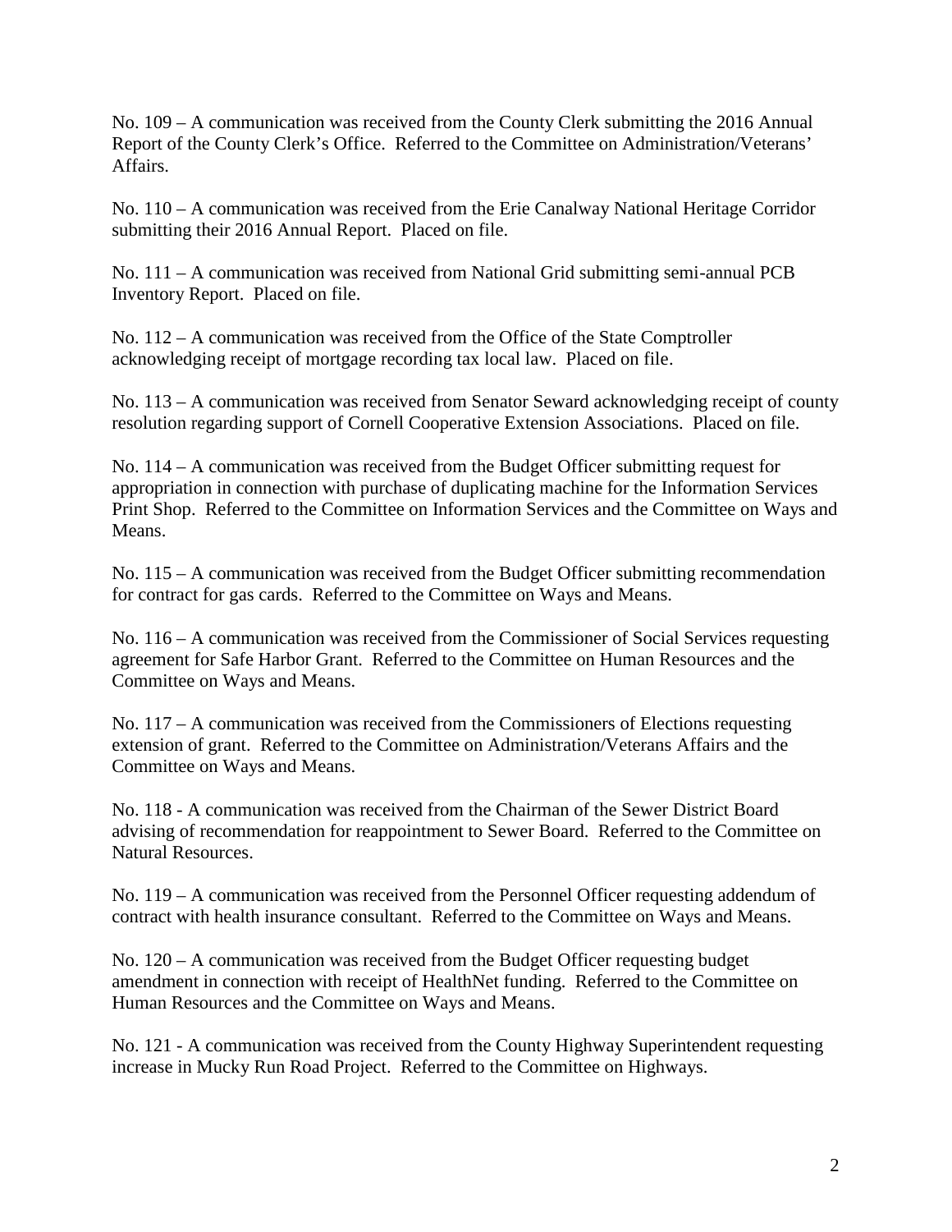No. 109 – A communication was received from the County Clerk submitting the 2016 Annual Report of the County Clerk's Office. Referred to the Committee on Administration/Veterans' Affairs.

No. 110 – A communication was received from the Erie Canalway National Heritage Corridor submitting their 2016 Annual Report. Placed on file.

No. 111 – A communication was received from National Grid submitting semi-annual PCB Inventory Report. Placed on file.

No. 112 – A communication was received from the Office of the State Comptroller acknowledging receipt of mortgage recording tax local law. Placed on file.

No. 113 – A communication was received from Senator Seward acknowledging receipt of county resolution regarding support of Cornell Cooperative Extension Associations. Placed on file.

No. 114 – A communication was received from the Budget Officer submitting request for appropriation in connection with purchase of duplicating machine for the Information Services Print Shop. Referred to the Committee on Information Services and the Committee on Ways and Means.

No. 115 – A communication was received from the Budget Officer submitting recommendation for contract for gas cards. Referred to the Committee on Ways and Means.

No. 116 – A communication was received from the Commissioner of Social Services requesting agreement for Safe Harbor Grant. Referred to the Committee on Human Resources and the Committee on Ways and Means.

No. 117 – A communication was received from the Commissioners of Elections requesting extension of grant. Referred to the Committee on Administration/Veterans Affairs and the Committee on Ways and Means.

No. 118 - A communication was received from the Chairman of the Sewer District Board advising of recommendation for reappointment to Sewer Board. Referred to the Committee on Natural Resources.

No. 119 – A communication was received from the Personnel Officer requesting addendum of contract with health insurance consultant. Referred to the Committee on Ways and Means.

No. 120 – A communication was received from the Budget Officer requesting budget amendment in connection with receipt of HealthNet funding. Referred to the Committee on Human Resources and the Committee on Ways and Means.

No. 121 - A communication was received from the County Highway Superintendent requesting increase in Mucky Run Road Project. Referred to the Committee on Highways.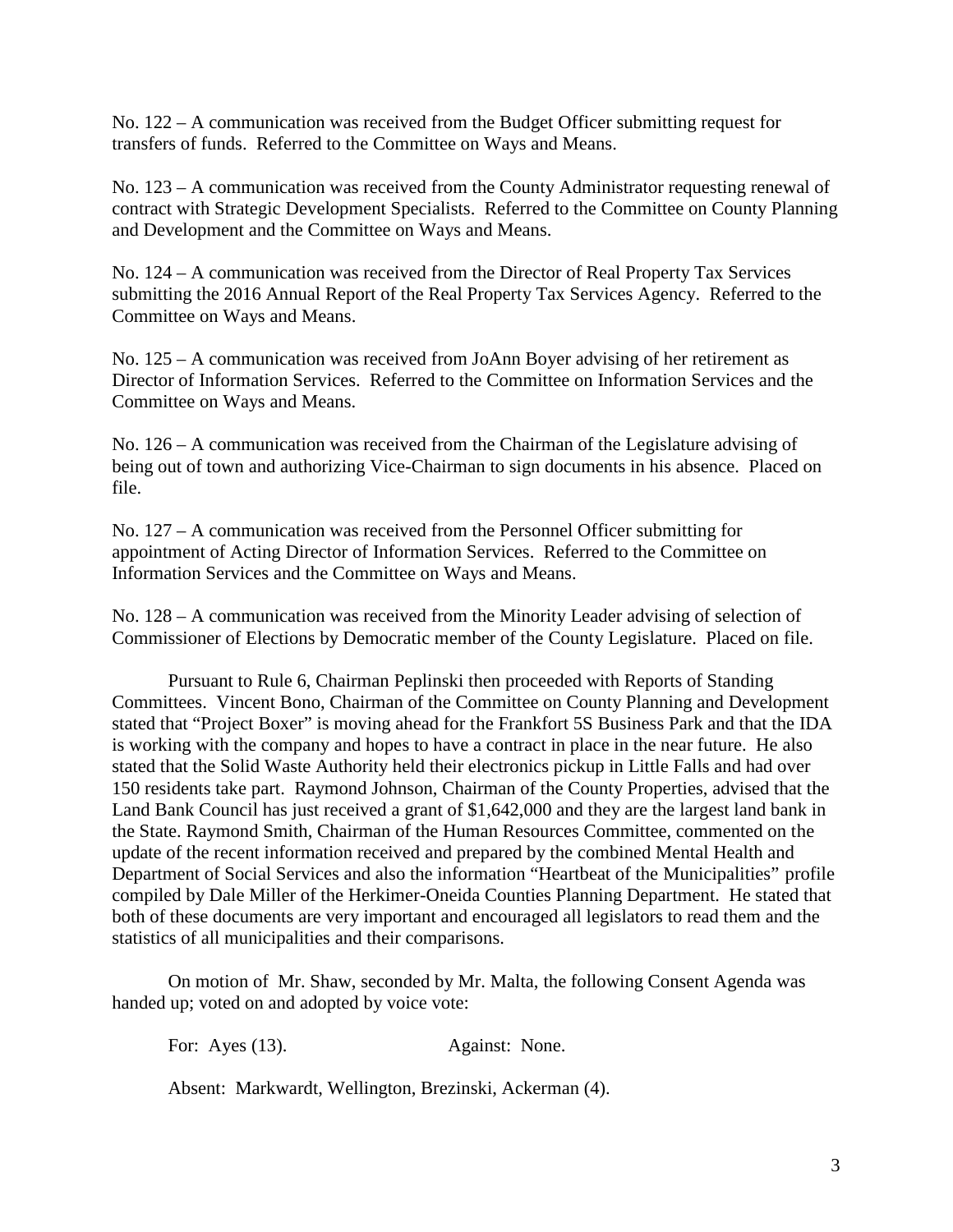No. 122 – A communication was received from the Budget Officer submitting request for transfers of funds. Referred to the Committee on Ways and Means.

No. 123 – A communication was received from the County Administrator requesting renewal of contract with Strategic Development Specialists. Referred to the Committee on County Planning and Development and the Committee on Ways and Means.

No. 124 – A communication was received from the Director of Real Property Tax Services submitting the 2016 Annual Report of the Real Property Tax Services Agency. Referred to the Committee on Ways and Means.

No. 125 – A communication was received from JoAnn Boyer advising of her retirement as Director of Information Services. Referred to the Committee on Information Services and the Committee on Ways and Means.

No. 126 – A communication was received from the Chairman of the Legislature advising of being out of town and authorizing Vice-Chairman to sign documents in his absence. Placed on file.

No. 127 – A communication was received from the Personnel Officer submitting for appointment of Acting Director of Information Services. Referred to the Committee on Information Services and the Committee on Ways and Means.

No. 128 – A communication was received from the Minority Leader advising of selection of Commissioner of Elections by Democratic member of the County Legislature. Placed on file.

Pursuant to Rule 6, Chairman Peplinski then proceeded with Reports of Standing Committees. Vincent Bono, Chairman of the Committee on County Planning and Development stated that "Project Boxer" is moving ahead for the Frankfort 5S Business Park and that the IDA is working with the company and hopes to have a contract in place in the near future. He also stated that the Solid Waste Authority held their electronics pickup in Little Falls and had over 150 residents take part. Raymond Johnson, Chairman of the County Properties, advised that the Land Bank Council has just received a grant of $1,642,000 and they are the largest land bank in the State. Raymond Smith, Chairman of the Human Resources Committee, commented on the update of the recent information received and prepared by the combined Mental Health and Department of Social Services and also the information "Heartbeat of the Municipalities" profile compiled by Dale Miller of the Herkimer-Oneida Counties Planning Department. He stated that both of these documents are very important and encouraged all legislators to read them and the statistics of all municipalities and their comparisons.

On motion of Mr. Shaw, seconded by Mr. Malta, the following Consent Agenda was handed up; voted on and adopted by voice vote:

For: Ayes (13). Against: None.

Absent: Markwardt, Wellington, Brezinski, Ackerman (4).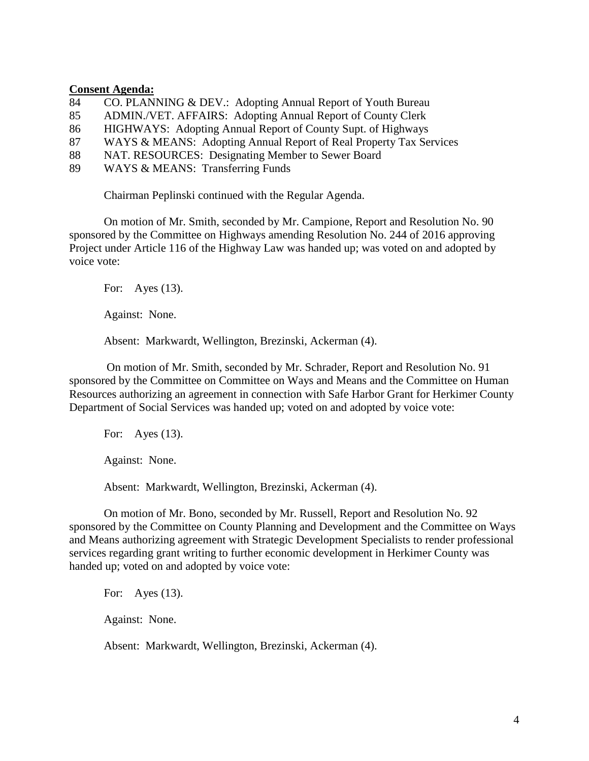**Consent Agenda:**

84 CO. PLANNING & DEV.: Adopting Annual Report of Youth Bureau
85 ADMIN./VET. AFFAIRS: Adopting Annual Report of County Clerk
86 HIGHWAYS: Adopting Annual Report of County Supt. of Highways
87 WAYS & MEANS: Adopting Annual Report of Real Property Tax Services
88 NAT. RESOURCES: Designating Member to Sewer Board
89 WAYS & MEANS: Transferring Funds

Chairman Peplinski continued with the Regular Agenda.

On motion of Mr. Smith, seconded by Mr. Campione, Report and Resolution No. 90 sponsored by the Committee on Highways amending Resolution No. 244 of 2016 approving Project under Article 116 of the Highway Law was handed up; was voted on and adopted by voice vote:

For: Ayes (13).

Against: None.

Absent: Markwardt, Wellington, Brezinski, Ackerman (4).

On motion of Mr. Smith, seconded by Mr. Schrader, Report and Resolution No. 91 sponsored by the Committee on Committee on Ways and Means and the Committee on Human Resources authorizing an agreement in connection with Safe Harbor Grant for Herkimer County Department of Social Services was handed up; voted on and adopted by voice vote:

For: Ayes (13).

Against: None.

Absent: Markwardt, Wellington, Brezinski, Ackerman (4).

On motion of Mr. Bono, seconded by Mr. Russell, Report and Resolution No. 92 sponsored by the Committee on County Planning and Development and the Committee on Ways and Means authorizing agreement with Strategic Development Specialists to render professional services regarding grant writing to further economic development in Herkimer County was handed up; voted on and adopted by voice vote:

For: Ayes (13).

Against: None.

Absent: Markwardt, Wellington, Brezinski, Ackerman (4).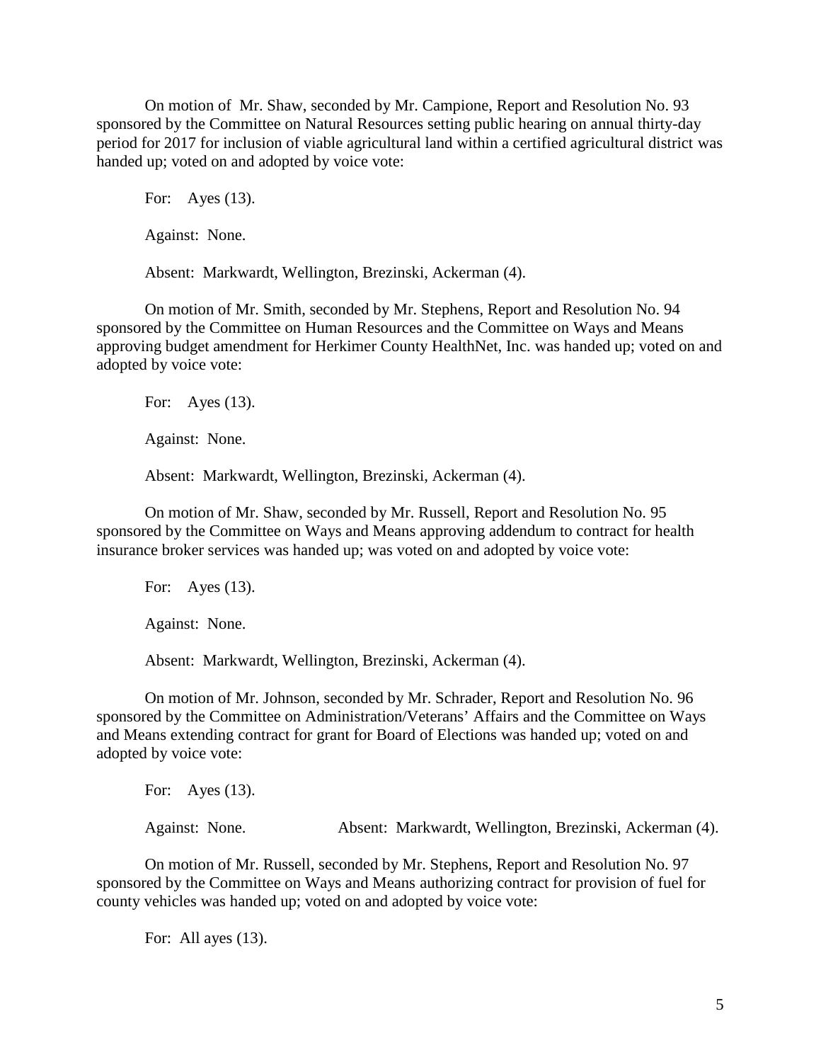On motion of Mr. Shaw, seconded by Mr. Campione, Report and Resolution No. 93 sponsored by the Committee on Natural Resources setting public hearing on annual thirty-day period for 2017 for inclusion of viable agricultural land within a certified agricultural district was handed up; voted on and adopted by voice vote:

For: Ayes (13).

Against: None.

Absent: Markwardt, Wellington, Brezinski, Ackerman (4).

On motion of Mr. Smith, seconded by Mr. Stephens, Report and Resolution No. 94 sponsored by the Committee on Human Resources and the Committee on Ways and Means approving budget amendment for Herkimer County HealthNet, Inc. was handed up; voted on and adopted by voice vote:

For: Ayes (13).

Against: None.

Absent: Markwardt, Wellington, Brezinski, Ackerman (4).

On motion of Mr. Shaw, seconded by Mr. Russell, Report and Resolution No. 95 sponsored by the Committee on Ways and Means approving addendum to contract for health insurance broker services was handed up; was voted on and adopted by voice vote:

For: Ayes (13).

Against: None.

Absent: Markwardt, Wellington, Brezinski, Ackerman (4).

On motion of Mr. Johnson, seconded by Mr. Schrader, Report and Resolution No. 96 sponsored by the Committee on Administration/Veterans' Affairs and the Committee on Ways and Means extending contract for grant for Board of Elections was handed up; voted on and adopted by voice vote:

For: Ayes (13).

Against: None. Absent: Markwardt, Wellington, Brezinski, Ackerman (4).

On motion of Mr. Russell, seconded by Mr. Stephens, Report and Resolution No. 97 sponsored by the Committee on Ways and Means authorizing contract for provision of fuel for county vehicles was handed up; voted on and adopted by voice vote:

For: All ayes (13).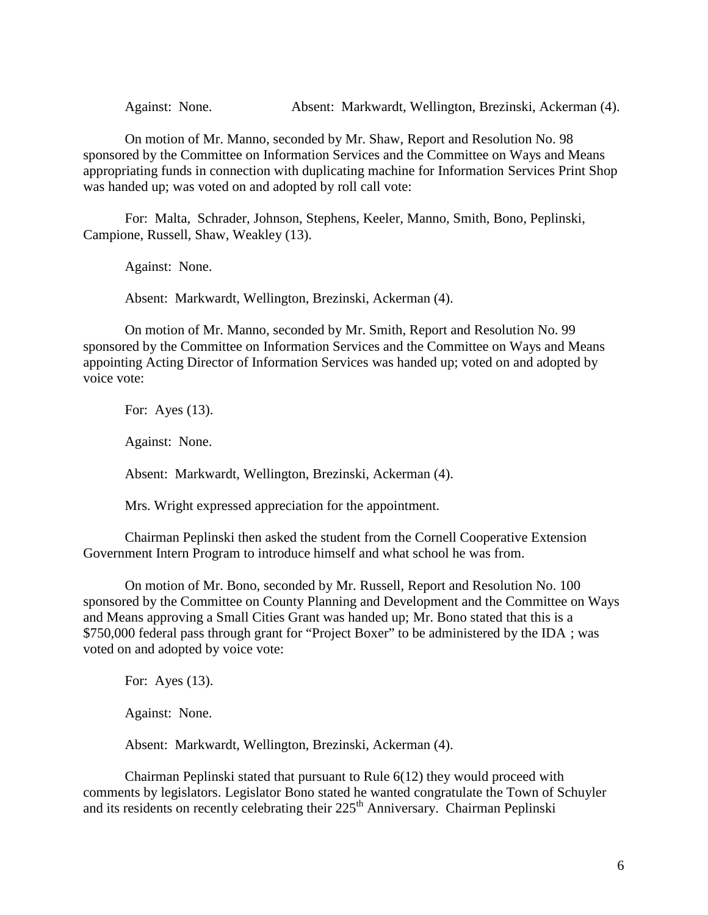Against: None. Absent: Markwardt, Wellington, Brezinski, Ackerman (4).

On motion of Mr. Manno, seconded by Mr. Shaw, Report and Resolution No. 98 sponsored by the Committee on Information Services and the Committee on Ways and Means appropriating funds in connection with duplicating machine for Information Services Print Shop was handed up; was voted on and adopted by roll call vote:

For: Malta, Schrader, Johnson, Stephens, Keeler, Manno, Smith, Bono, Peplinski, Campione, Russell, Shaw, Weakley (13).

Against: None.

Absent: Markwardt, Wellington, Brezinski, Ackerman (4).

On motion of Mr. Manno, seconded by Mr. Smith, Report and Resolution No. 99 sponsored by the Committee on Information Services and the Committee on Ways and Means appointing Acting Director of Information Services was handed up; voted on and adopted by voice vote:

For: Ayes (13).

Against: None.

Absent: Markwardt, Wellington, Brezinski, Ackerman (4).

Mrs. Wright expressed appreciation for the appointment.

Chairman Peplinski then asked the student from the Cornell Cooperative Extension Government Intern Program to introduce himself and what school he was from.

On motion of Mr. Bono, seconded by Mr. Russell, Report and Resolution No. 100 sponsored by the Committee on County Planning and Development and the Committee on Ways and Means approving a Small Cities Grant was handed up; Mr. Bono stated that this is a $750,000 federal pass through grant for "Project Boxer" to be administered by the IDA ; was voted on and adopted by voice vote:

For: Ayes (13).

Against: None.

Absent: Markwardt, Wellington, Brezinski, Ackerman (4).

Chairman Peplinski stated that pursuant to Rule 6(12) they would proceed with comments by legislators. Legislator Bono stated he wanted congratulate the Town of Schuyler and its residents on recently celebrating their 225th Anniversary. Chairman Peplinski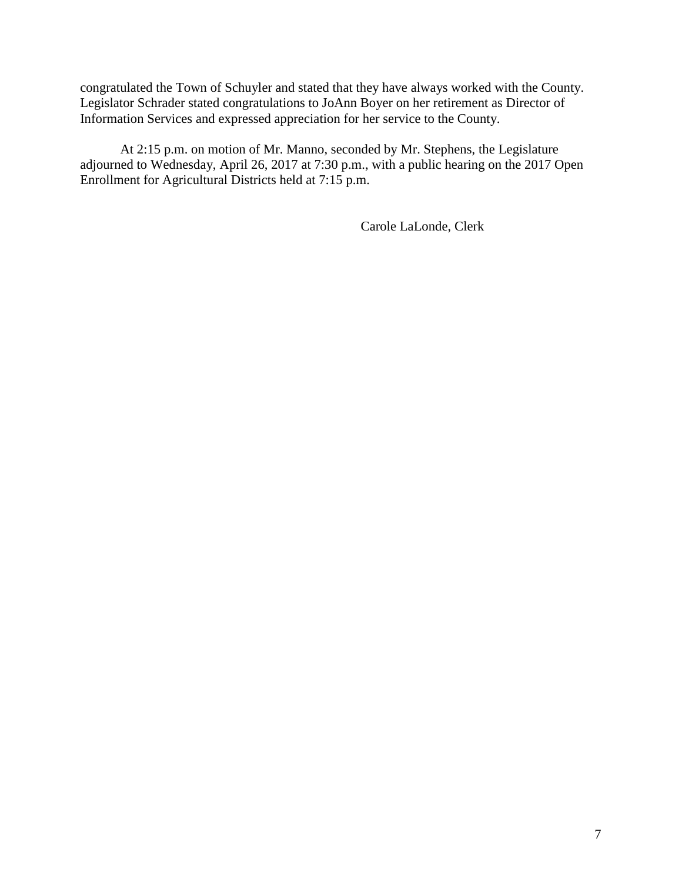congratulated the Town of Schuyler and stated that they have always worked with the County. Legislator Schrader stated congratulations to JoAnn Boyer on her retirement as Director of Information Services and expressed appreciation for her service to the County.

At 2:15 p.m. on motion of Mr. Manno, seconded by Mr. Stephens, the Legislature adjourned to Wednesday, April 26, 2017 at 7:30 p.m., with a public hearing on the 2017 Open Enrollment for Agricultural Districts held at 7:15 p.m.

Carole LaLonde, Clerk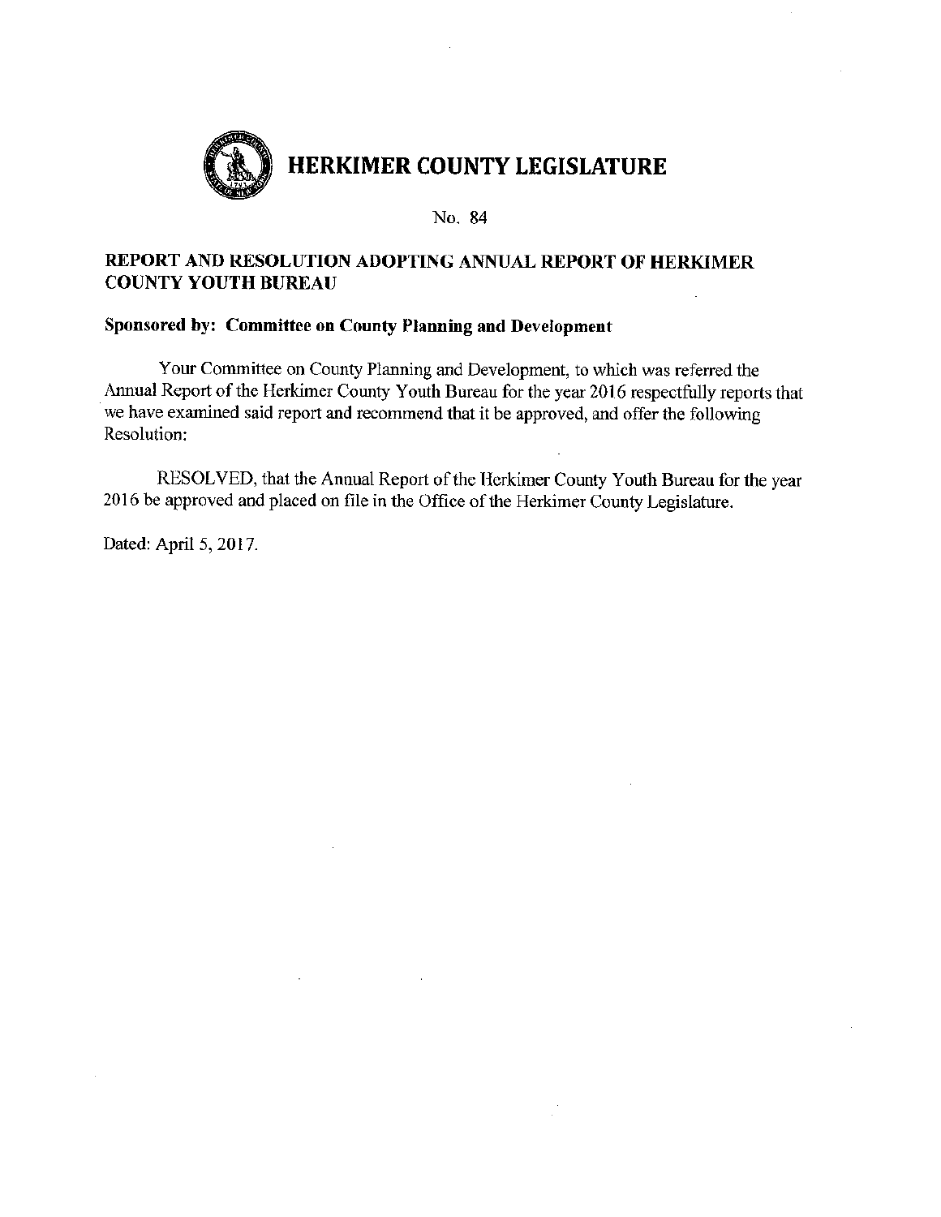# HERKIMER COUNTY LEGISLATURE

No. 84

**REPORT AND RESOLUTION ADOPTING ANNUAL REPORT OF HERKIMER COUNTY YOUTH BUREAU**

**Sponsored by: Committee on County Planning and Development**

Your Committee on County Planning and Development, to which was referred the Annual Report of the Herkimer County Youth Bureau for the year 2016 respectfully reports that we have examined said report and recommend that it be approved, and offer the following Resolution:

RESOLVED, that the Annual Report of the Herkimer County Youth Bureau for the year 2016 be approved and placed on file in the Office of the Herkimer County Legislature.

Dated: April 5, 2017.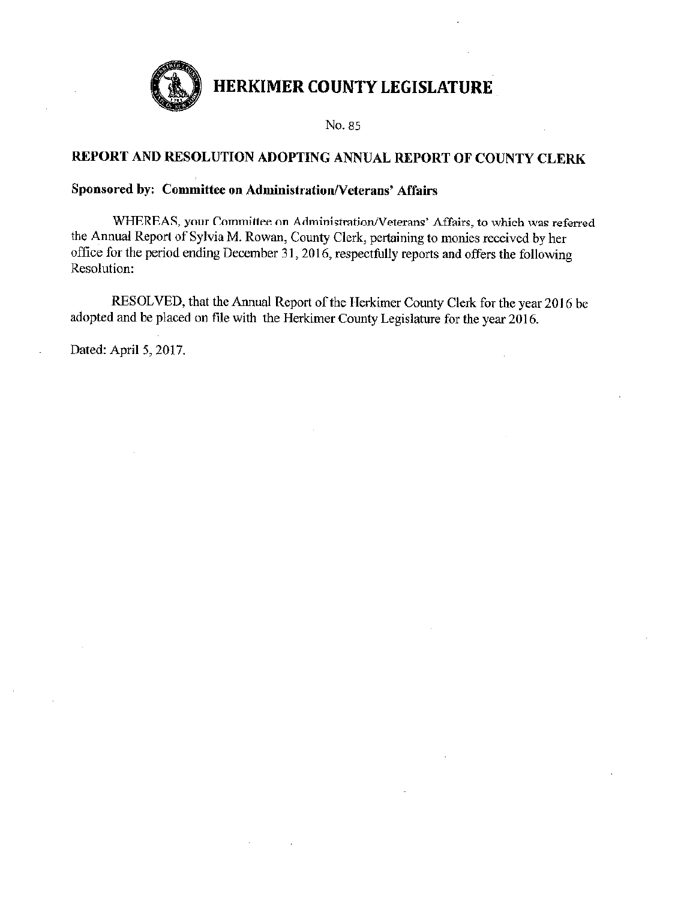# HERKIMER COUNTY LEGISLATURE

No. 85

## REPORT AND RESOLUTION ADOPTING ANNUAL REPORT OF COUNTY CLERK

**Sponsored by: Committee on Administration/Veterans' Affairs**

WHEREAS, your Committee on Administration/Veterans' Affairs, to which was referred the Annual Report of Sylvia M. Rowan, County Clerk, pertaining to monies received by her office for the period ending December 31, 2016, respectfully reports and offers the following Resolution:

RESOLVED, that the Annual Report of the Herkimer County Clerk for the year 2016 be adopted and be placed on file with the Herkimer County Legislature for the year 2016.

Dated: April 5, 2017.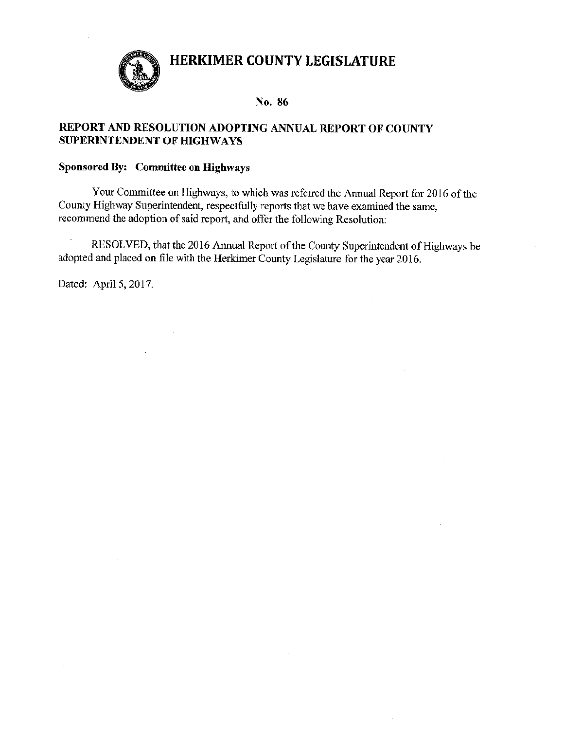# HERKIMER COUNTY LEGISLATURE

**No. 86**

**REPORT AND RESOLUTION ADOPTING ANNUAL REPORT OF COUNTY SUPERINTENDENT OF HIGHWAYS**

**Sponsored By: Committee on Highways**

Your Committee on Highways, to which was referred the Annual Report for 2016 of the County Highway Superintendent, respectfully reports that we have examined the same, recommend the adoption of said report, and offer the following Resolution:

RESOLVED, that the 2016 Annual Report of the County Superintendent of Highways be adopted and placed on file with the Herkimer County Legislature for the year 2016.

Dated: April 5, 2017.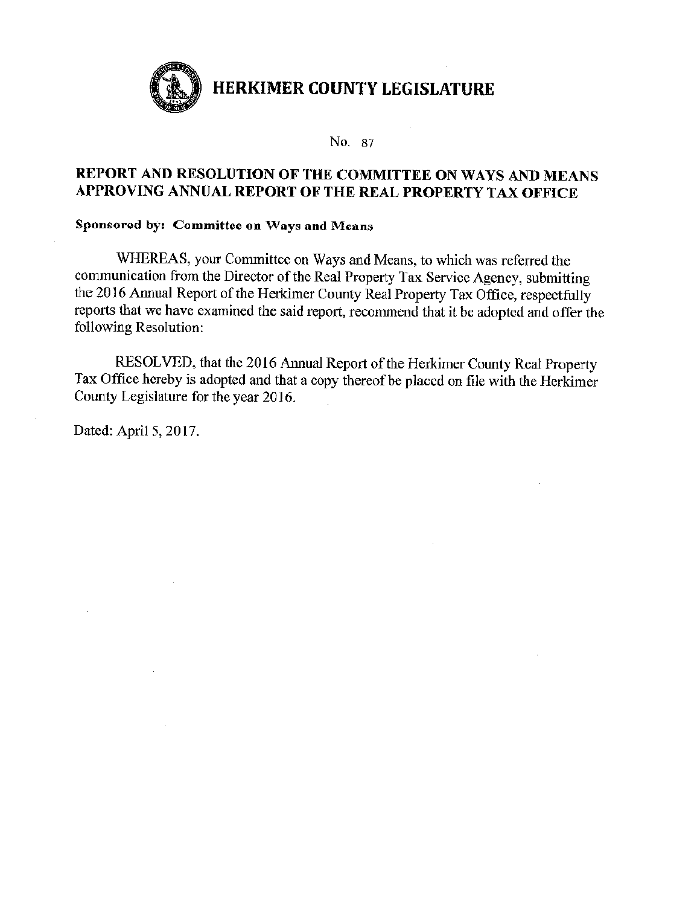# HERKIMER COUNTY LEGISLATURE

No. 87

## REPORT AND RESOLUTION OF THE COMMITTEE ON WAYS AND MEANS APPROVING ANNUAL REPORT OF THE REAL PROPERTY TAX OFFICE

**Sponsored by: Committee on Ways and Means**

WHEREAS, your Committee on Ways and Means, to which was referred the communication from the Director of the Real Property Tax Service Agency, submitting the 2016 Annual Report of the Herkimer County Real Property Tax Office, respectfully reports that we have examined the said report, recommend that it be adopted and offer the following Resolution:

RESOLVED, that the 2016 Annual Report of the Herkimer County Real Property Tax Office hereby is adopted and that a copy thereof be placed on file with the Herkimer County Legislature for the year 2016.

Dated: April 5, 2017.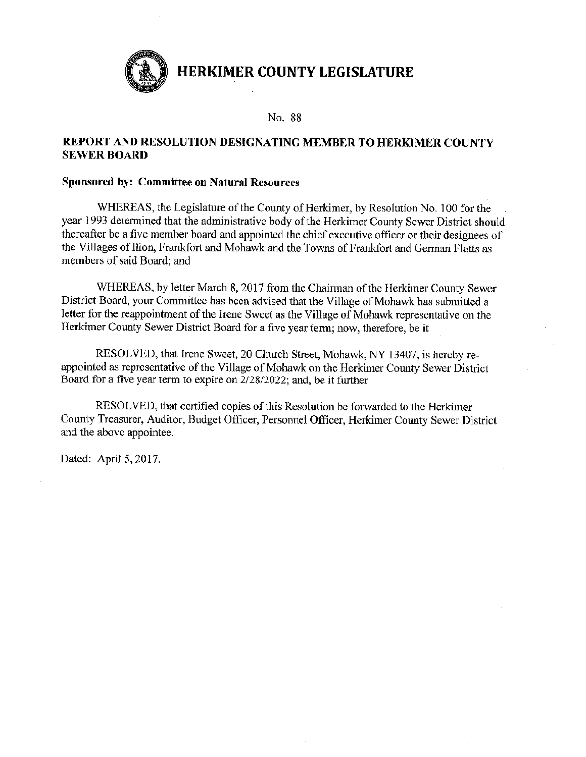# HERKIMER COUNTY LEGISLATURE

No. 88

## REPORT AND RESOLUTION DESIGNATING MEMBER TO HERKIMER COUNTY SEWER BOARD

**Sponsored by: Committee on Natural Resources**

WHEREAS, the Legislature of the County of Herkimer, by Resolution No. 100 for the year 1993 determined that the administrative body of the Herkimer County Sewer District should thereafter be a five member board and appointed the chief executive officer or their designees of the Villages of Ilion, Frankfort and Mohawk and the Towns of Frankfort and German Flatts as members of said Board; and

WHEREAS, by letter March 8, 2017 from the Chairman of the Herkimer County Sewer District Board, your Committee has been advised that the Village of Mohawk has submitted a letter for the reappointment of the Irene Sweet as the Village of Mohawk representative on the Herkimer County Sewer District Board for a five year term; now, therefore, be it

RESOLVED, that Irene Sweet, 20 Church Street, Mohawk, NY 13407, is hereby re-appointed as representative of the Village of Mohawk on the Herkimer County Sewer District Board for a five year term to expire on 2/28/2022; and, be it further

RESOLVED, that certified copies of this Resolution be forwarded to the Herkimer County Treasurer, Auditor, Budget Officer, Personnel Officer, Herkimer County Sewer District and the above appointee.

Dated: April 5, 2017.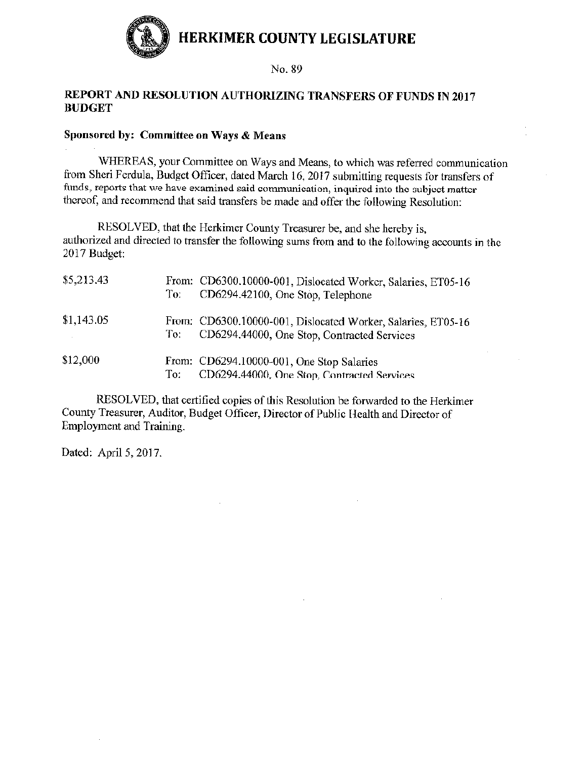# HERKIMER COUNTY LEGISLATURE

No. 89

## REPORT AND RESOLUTION AUTHORIZING TRANSFERS OF FUNDS IN 2017 BUDGET

**Sponsored by: Committee on Ways & Means**

WHEREAS, your Committee on Ways and Means, to which was referred communication from Sheri Ferdula, Budget Officer, dated March 16, 2017 submitting requests for transfers of funds, reports that we have examined said communication, inquired into the subject matter thereof, and recommend that said transfers be made and offer the following Resolution:

RESOLVED, that the Herkimer County Treasurer be, and she hereby is, authorized and directed to transfer the following sums from and to the following accounts in the 2017 Budget:

| Amount | |
|---|---|
| $5,213.43 | From: CD6300.10000-001, Dislocated Worker, Salaries, ET05-16<br>To: CD6294.42100, One Stop, Telephone |
| $1,143.05 | From: CD6300.10000-001, Dislocated Worker, Salaries, ET05-16<br>To: CD6294.44000, One Stop, Contracted Services |
| $12,000 | From: CD6294.10000-001, One Stop Salaries<br>To: CD6294.44000, One Stop, Contracted Services |

RESOLVED, that certified copies of this Resolution be forwarded to the Herkimer County Treasurer, Auditor, Budget Officer, Director of Public Health and Director of Employment and Training.

Dated: April 5, 2017.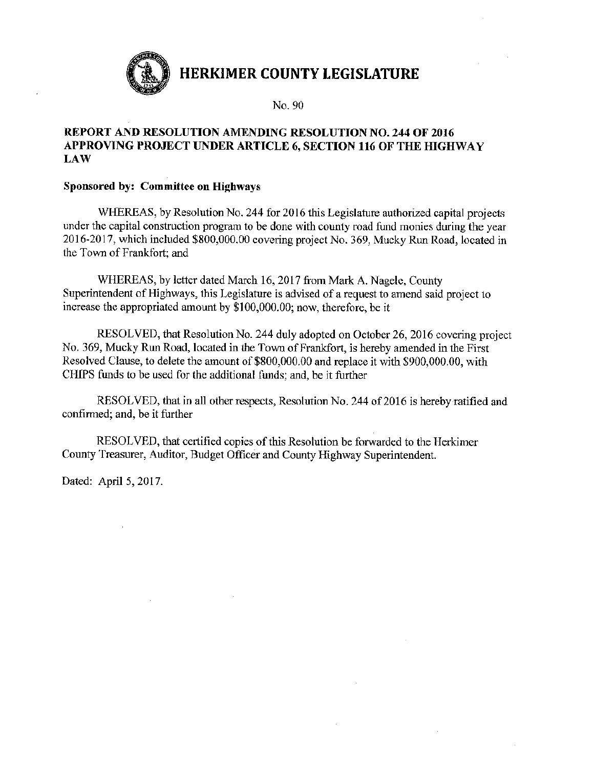# HERKIMER COUNTY LEGISLATURE

No. 90

**REPORT AND RESOLUTION AMENDING RESOLUTION NO. 244 OF 2016 APPROVING PROJECT UNDER ARTICLE 6, SECTION 116 OF THE HIGHWAY LAW**

**Sponsored by: Committee on Highways**

WHEREAS, by Resolution No. 244 for 2016 this Legislature authorized capital projects under the capital construction program to be done with county road fund monies during the year 2016-2017, which included $800,000.00 covering project No. 369, Mucky Run Road, located in the Town of Frankfort; and

WHEREAS, by letter dated March 16, 2017 from Mark A. Nagele, County Superintendent of Highways, this Legislature is advised of a request to amend said project to increase the appropriated amount by $100,000.00; now, therefore, be it

RESOLVED, that Resolution No. 244 duly adopted on October 26, 2016 covering project No. 369, Mucky Run Road, located in the Town of Frankfort, is hereby amended in the First Resolved Clause, to delete the amount of $800,000.00 and replace it with $900,000.00, with CHIPS funds to be used for the additional funds; and, be it further

RESOLVED, that in all other respects, Resolution No. 244 of 2016 is hereby ratified and confirmed; and, be it further

RESOLVED, that certified copies of this Resolution be forwarded to the Herkimer County Treasurer, Auditor, Budget Officer and County Highway Superintendent.

Dated: April 5, 2017.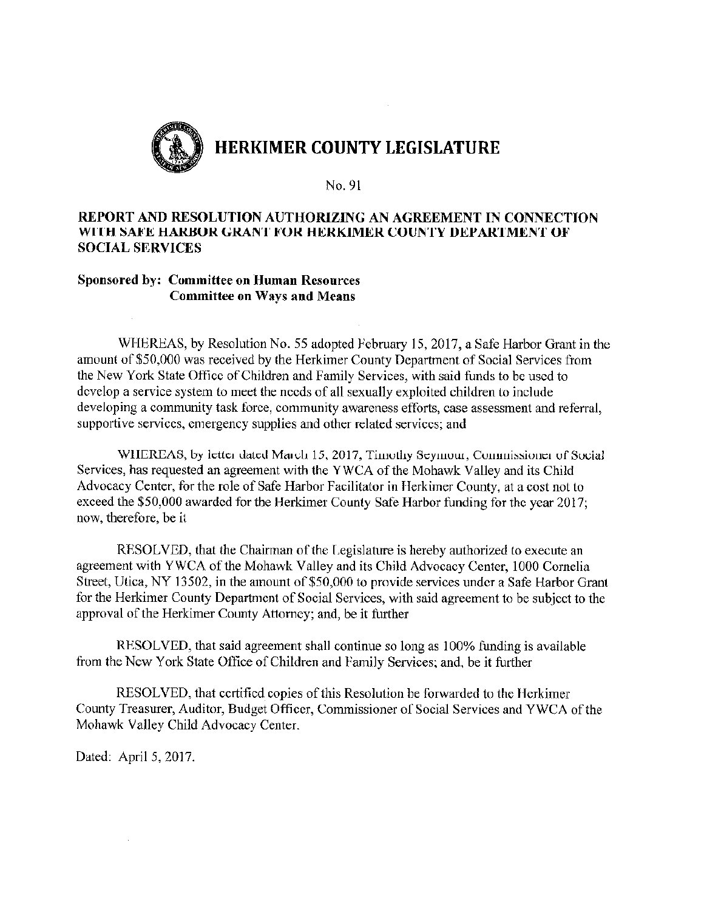# HERKIMER COUNTY LEGISLATURE

No. 91

**REPORT AND RESOLUTION AUTHORIZING AN AGREEMENT IN CONNECTION WITH SAFE HARBOR GRANT FOR HERKIMER COUNTY DEPARTMENT OF SOCIAL SERVICES**

**Sponsored by: Committee on Human Resources**
**Committee on Ways and Means**

WHEREAS, by Resolution No. 55 adopted February 15, 2017, a Safe Harbor Grant in the amount of $50,000 was received by the Herkimer County Department of Social Services from the New York State Office of Children and Family Services, with said funds to be used to develop a service system to meet the needs of all sexually exploited children to include developing a community task force, community awareness efforts, case assessment and referral, supportive services, emergency supplies and other related services; and

WHEREAS, by letter dated March 15, 2017, Timothy Seymour, Commissioner of Social Services, has requested an agreement with the YWCA of the Mohawk Valley and its Child Advocacy Center, for the role of Safe Harbor Facilitator in Herkimer County, at a cost not to exceed the $50,000 awarded for the Herkimer County Safe Harbor funding for the year 2017; now, therefore, be it

RESOLVED, that the Chairman of the Legislature is hereby authorized to execute an agreement with YWCA of the Mohawk Valley and its Child Advocacy Center, 1000 Cornelia Street, Utica, NY 13502, in the amount of $50,000 to provide services under a Safe Harbor Grant for the Herkimer County Department of Social Services, with said agreement to be subject to the approval of the Herkimer County Attorney; and, be it further

RESOLVED, that said agreement shall continue so long as 100% funding is available from the New York State Office of Children and Family Services; and, be it further

RESOLVED, that certified copies of this Resolution be forwarded to the Herkimer County Treasurer, Auditor, Budget Officer, Commissioner of Social Services and YWCA of the Mohawk Valley Child Advocacy Center.

Dated: April 5, 2017.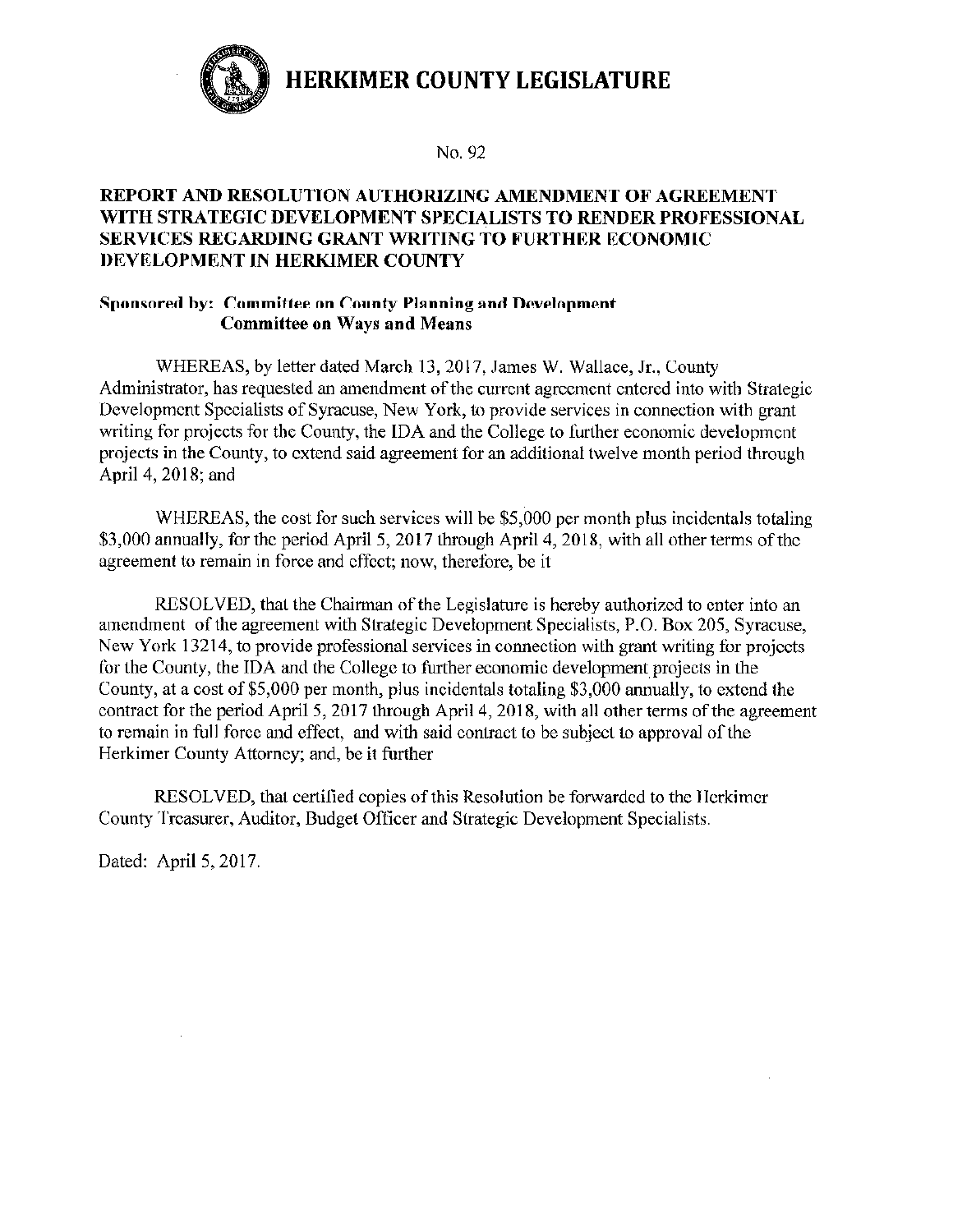# HERKIMER COUNTY LEGISLATURE

No. 92

## REPORT AND RESOLUTION AUTHORIZING AMENDMENT OF AGREEMENT WITH STRATEGIC DEVELOPMENT SPECIALISTS TO RENDER PROFESSIONAL SERVICES REGARDING GRANT WRITING TO FURTHER ECONOMIC DEVELOPMENT IN HERKIMER COUNTY

**Sponsored by: Committee on County Planning and Development**
**Committee on Ways and Means**

WHEREAS, by letter dated March 13, 2017, James W. Wallace, Jr., County Administrator, has requested an amendment of the current agreement entered into with Strategic Development Specialists of Syracuse, New York, to provide services in connection with grant writing for projects for the County, the IDA and the College to further economic development projects in the County, to extend said agreement for an additional twelve month period through April 4, 2018; and

WHEREAS, the cost for such services will be $5,000 per month plus incidentals totaling $3,000 annually, for the period April 5, 2017 through April 4, 2018, with all other terms of the agreement to remain in force and effect; now, therefore, be it

RESOLVED, that the Chairman of the Legislature is hereby authorized to enter into an amendment of the agreement with Strategic Development Specialists, P.O. Box 205, Syracuse, New York 13214, to provide professional services in connection with grant writing for projects for the County, the IDA and the College to further economic development projects in the County, at a cost of $5,000 per month, plus incidentals totaling $3,000 annually, to extend the contract for the period April 5, 2017 through April 4, 2018, with all other terms of the agreement to remain in full force and effect, and with said contract to be subject to approval of the Herkimer County Attorney; and, be it further

RESOLVED, that certified copies of this Resolution be forwarded to the Herkimer County Treasurer, Auditor, Budget Officer and Strategic Development Specialists.

Dated: April 5, 2017.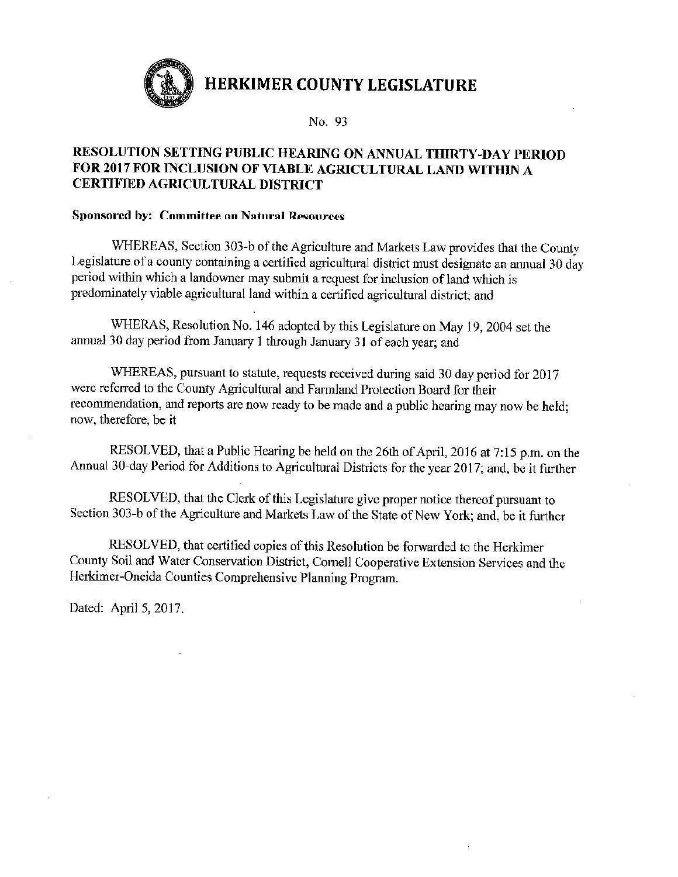# HERKIMER COUNTY LEGISLATURE

No. 93

## RESOLUTION SETTING PUBLIC HEARING ON ANNUAL THIRTY-DAY PERIOD FOR 2017 FOR INCLUSION OF VIABLE AGRICULTURAL LAND WITHIN A CERTIFIED AGRICULTURAL DISTRICT

**Sponsored by: Committee on Natural Resources**

WHEREAS, Section 303-b of the Agriculture and Markets Law provides that the County Legislature of a county containing a certified agricultural district must designate an annual 30 day period within which a landowner may submit a request for inclusion of land which is predominately viable agricultural land within a certified agricultural district; and

WHERAS, Resolution No. 146 adopted by this Legislature on May 19, 2004 set the annual 30 day period from January 1 through January 31 of each year; and

WHEREAS, pursuant to statute, requests received during said 30 day period for 2017 were referred to the County Agricultural and Farmland Protection Board for their recommendation, and reports are now ready to be made and a public hearing may now be held; now, therefore, be it

RESOLVED, that a Public Hearing be held on the 26th of April, 2016 at 7:15 p.m. on the Annual 30-day Period for Additions to Agricultural Districts for the year 2017; and, be it further

RESOLVED, that the Clerk of this Legislature give proper notice thereof pursuant to Section 303-b of the Agriculture and Markets Law of the State of New York; and, be it further

RESOLVED, that certified copies of this Resolution be forwarded to the Herkimer County Soil and Water Conservation District, Cornell Cooperative Extension Services and the Herkimer-Oneida Counties Comprehensive Planning Program.

Dated: April 5, 2017.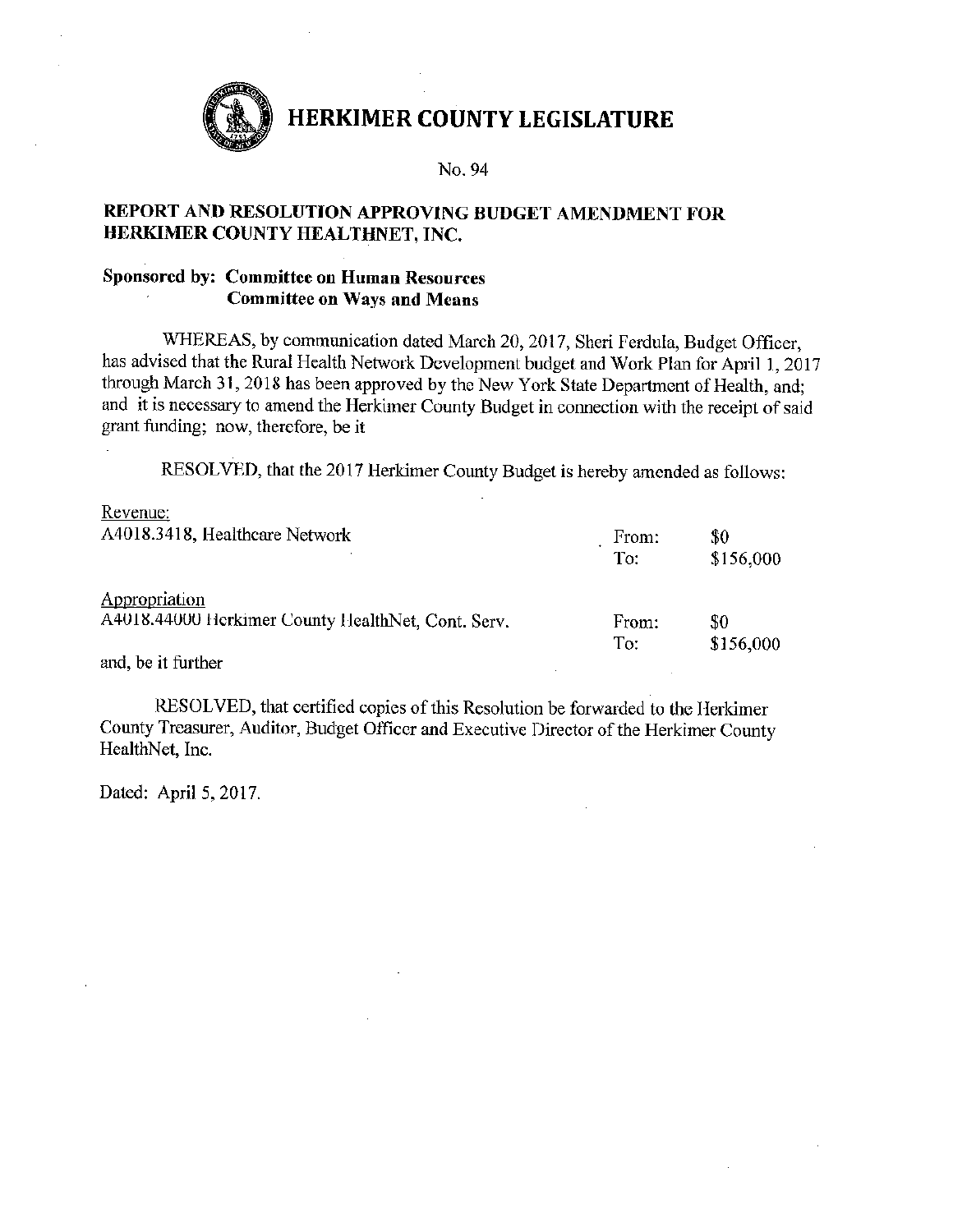# HERKIMER COUNTY LEGISLATURE

No. 94

**REPORT AND RESOLUTION APPROVING BUDGET AMENDMENT FOR HERKIMER COUNTY HEALTHNET, INC.**

**Sponsored by: Committee on Human Resources**
**Committee on Ways and Means**

WHEREAS, by communication dated March 20, 2017, Sheri Ferdula, Budget Officer, has advised that the Rural Health Network Development budget and Work Plan for April 1, 2017 through March 31, 2018 has been approved by the New York State Department of Health, and; and it is necessary to amend the Herkimer County Budget in connection with the receipt of said grant funding; now, therefore, be it

RESOLVED, that the 2017 Herkimer County Budget is hereby amended as follows:

Revenue:

| | | |
|---|---|---|
| A4018.3418, Healthcare Network | From: | $0 |
| | To: | $156,000 |

Appropriation

| | | |
|---|---|---|
| A4018.44000 Herkimer County HealthNet, Cont. Serv. | From: | $0 |
| | To: | $156,000 |

and, be it further

RESOLVED, that certified copies of this Resolution be forwarded to the Herkimer County Treasurer, Auditor, Budget Officer and Executive Director of the Herkimer County HealthNet, Inc.

Dated: April 5, 2017.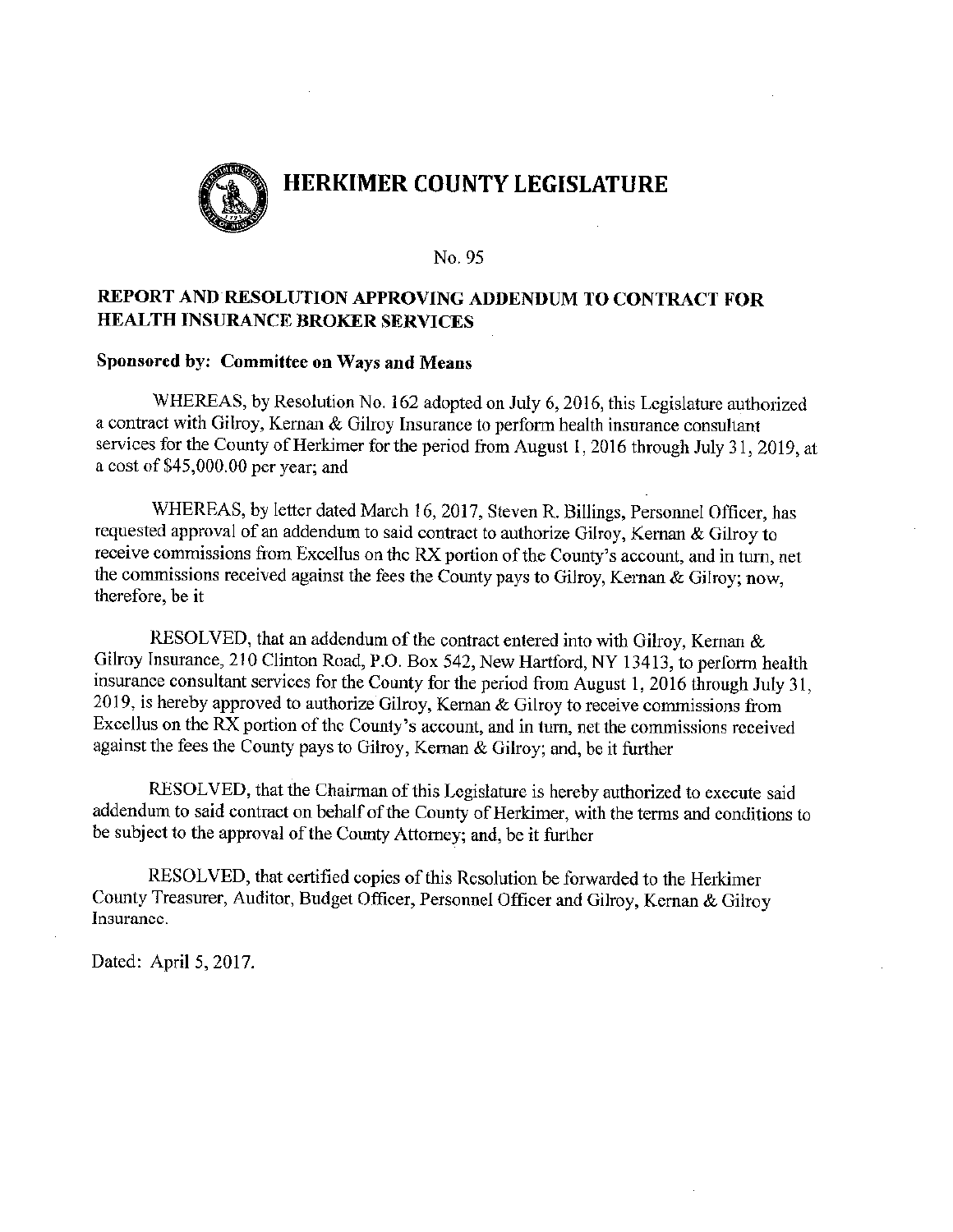# HERKIMER COUNTY LEGISLATURE

No. 95

## REPORT AND RESOLUTION APPROVING ADDENDUM TO CONTRACT FOR HEALTH INSURANCE BROKER SERVICES

**Sponsored by: Committee on Ways and Means**

WHEREAS, by Resolution No. 162 adopted on July 6, 2016, this Legislature authorized a contract with Gilroy, Kernan & Gilroy Insurance to perform health insurance consultant services for the County of Herkimer for the period from August 1, 2016 through July 31, 2019, at a cost of $45,000.00 per year; and

WHEREAS, by letter dated March 16, 2017, Steven R. Billings, Personnel Officer, has requested approval of an addendum to said contract to authorize Gilroy, Kernan & Gilroy to receive commissions from Excellus on the RX portion of the County's account, and in turn, net the commissions received against the fees the County pays to Gilroy, Kernan & Gilroy; now, therefore, be it

RESOLVED, that an addendum of the contract entered into with Gilroy, Kernan & Gilroy Insurance, 210 Clinton Road, P.O. Box 542, New Hartford, NY 13413, to perform health insurance consultant services for the County for the period from August 1, 2016 through July 31, 2019, is hereby approved to authorize Gilroy, Kernan & Gilroy to receive commissions from Excellus on the RX portion of the County's account, and in turn, net the commissions received against the fees the County pays to Gilroy, Kernan & Gilroy; and, be it further

RESOLVED, that the Chairman of this Legislature is hereby authorized to execute said addendum to said contract on behalf of the County of Herkimer, with the terms and conditions to be subject to the approval of the County Attorney; and, be it further

RESOLVED, that certified copies of this Resolution be forwarded to the Herkimer County Treasurer, Auditor, Budget Officer, Personnel Officer and Gilroy, Kernan & Gilroy Insurance.

Dated: April 5, 2017.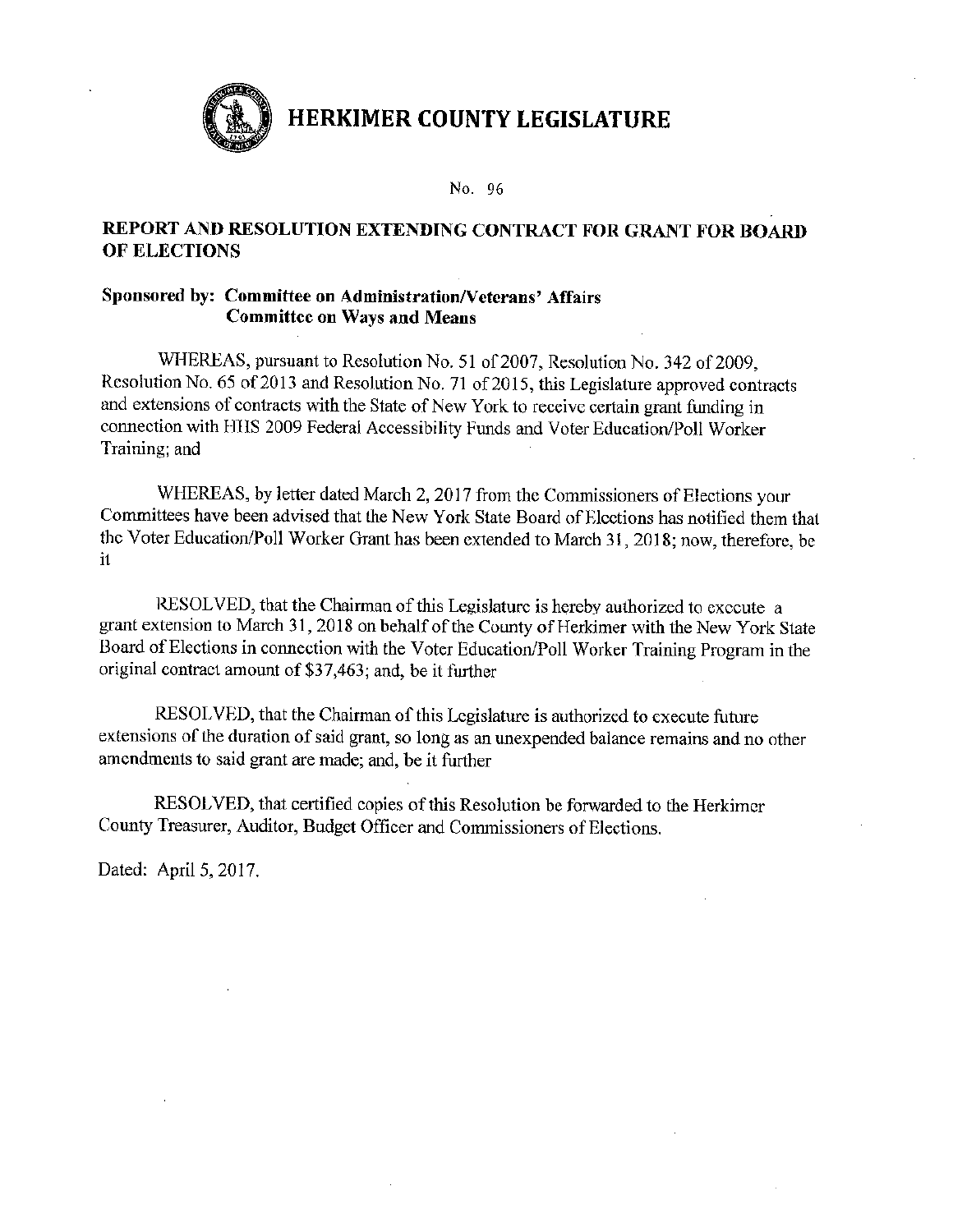# HERKIMER COUNTY LEGISLATURE

No. 96

## REPORT AND RESOLUTION EXTENDING CONTRACT FOR GRANT FOR BOARD OF ELECTIONS

**Sponsored by: Committee on Administration/Veterans' Affairs**
**Committee on Ways and Means**

WHEREAS, pursuant to Resolution No. 51 of 2007, Resolution No. 342 of 2009, Resolution No. 65 of 2013 and Resolution No. 71 of 2015, this Legislature approved contracts and extensions of contracts with the State of New York to receive certain grant funding in connection with HHS 2009 Federal Accessibility Funds and Voter Education/Poll Worker Training; and

WHEREAS, by letter dated March 2, 2017 from the Commissioners of Elections your Committees have been advised that the New York State Board of Elections has notified them that the Voter Education/Poll Worker Grant has been extended to March 31, 2018; now, therefore, be it

RESOLVED, that the Chairman of this Legislature is hereby authorized to execute a grant extension to March 31, 2018 on behalf of the County of Herkimer with the New York State Board of Elections in connection with the Voter Education/Poll Worker Training Program in the original contract amount of $37,463; and, be it further

RESOLVED, that the Chairman of this Legislature is authorized to execute future extensions of the duration of said grant, so long as an unexpended balance remains and no other amendments to said grant are made; and, be it further

RESOLVED, that certified copies of this Resolution be forwarded to the Herkimer County Treasurer, Auditor, Budget Officer and Commissioners of Elections.

Dated: April 5, 2017.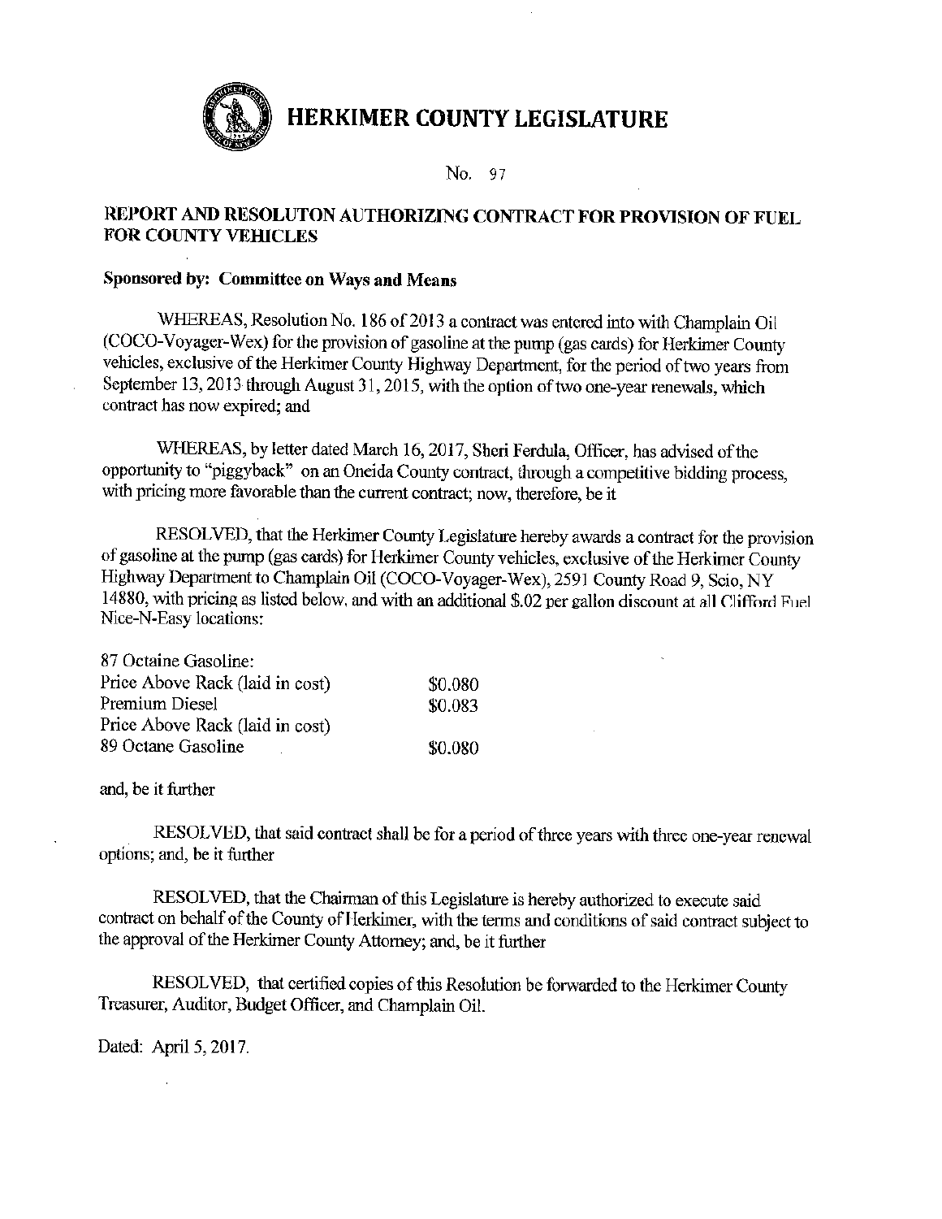# HERKIMER COUNTY LEGISLATURE

No. 97

## REPORT AND RESOLUTON AUTHORIZING CONTRACT FOR PROVISION OF FUEL FOR COUNTY VEHICLES

**Sponsored by: Committee on Ways and Means**

WHEREAS, Resolution No. 186 of 2013 a contract was entered into with Champlain Oil (COCO-Voyager-Wex) for the provision of gasoline at the pump (gas cards) for Herkimer County vehicles, exclusive of the Herkimer County Highway Department, for the period of two years from September 13, 2013 through August 31, 2015, with the option of two one-year renewals, which contract has now expired; and

WHEREAS, by letter dated March 16, 2017, Sheri Ferdula, Officer, has advised of the opportunity to "piggyback" on an Oneida County contract, through a competitive bidding process, with pricing more favorable than the current contract; now, therefore, be it

RESOLVED, that the Herkimer County Legislature hereby awards a contract for the provision of gasoline at the pump (gas cards) for Herkimer County vehicles, exclusive of the Herkimer County Highway Department to Champlain Oil (COCO-Voyager-Wex), 2591 County Road 9, Scio, NY 14880, with pricing as listed below, and with an additional $.02 per gallon discount at all Clifford Fuel Nice-N-Easy locations:

| | |
|---|---|
| 87 Octaine Gasoline: | |
| Price Above Rack (laid in cost) | $0.080 |
| Premium Diesel | $0.083 |
| Price Above Rack (laid in cost) | |
| 89 Octane Gasoline | $0.080 |

and, be it further

RESOLVED, that said contract shall be for a period of three years with three one-year renewal options; and, be it further

RESOLVED, that the Chairman of this Legislature is hereby authorized to execute said contract on behalf of the County of Herkimer, with the terms and conditions of said contract subject to the approval of the Herkimer County Attorney; and, be it further

RESOLVED, that certified copies of this Resolution be forwarded to the Herkimer County Treasurer, Auditor, Budget Officer, and Champlain Oil.

Dated: April 5, 2017.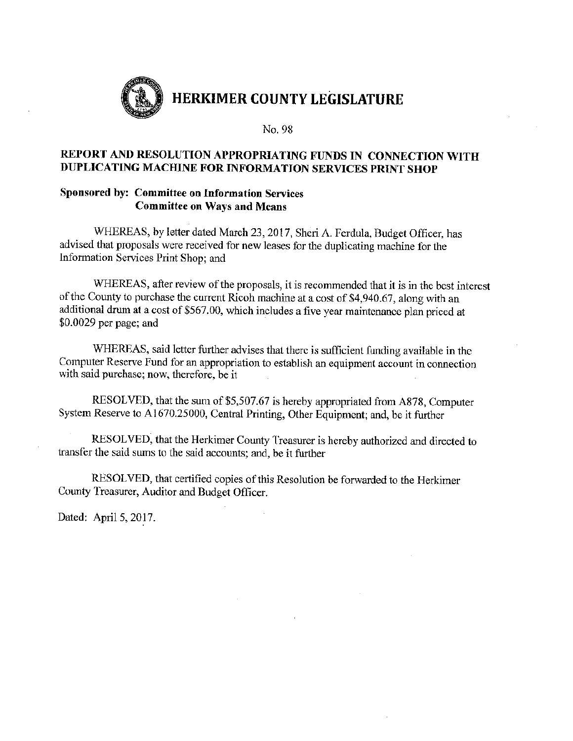# HERKIMER COUNTY LEGISLATURE

No. 98

## REPORT AND RESOLUTION APPROPRIATING FUNDS IN CONNECTION WITH DUPLICATING MACHINE FOR INFORMATION SERVICES PRINT SHOP

**Sponsored by: Committee on Information Services**
**Committee on Ways and Means**

WHEREAS, by letter dated March 23, 2017, Sheri A. Ferdula, Budget Officer, has advised that proposals were received for new leases for the duplicating machine for the Information Services Print Shop; and

WHEREAS, after review of the proposals, it is recommended that it is in the best interest of the County to purchase the current Ricoh machine at a cost of $4,940.67, along with an additional drum at a cost of $567.00, which includes a five year maintenance plan priced at $0.0029 per page; and

WHEREAS, said letter further advises that there is sufficient funding available in the Computer Reserve Fund for an appropriation to establish an equipment account in connection with said purchase; now, therefore, be it

RESOLVED, that the sum of $5,507.67 is hereby appropriated from A878, Computer System Reserve to A1670.25000, Central Printing, Other Equipment; and, be it further

RESOLVED, that the Herkimer County Treasurer is hereby authorized and directed to transfer the said sums to the said accounts; and, be it further

RESOLVED, that certified copies of this Resolution be forwarded to the Herkimer County Treasurer, Auditor and Budget Officer.

Dated: April 5, 2017.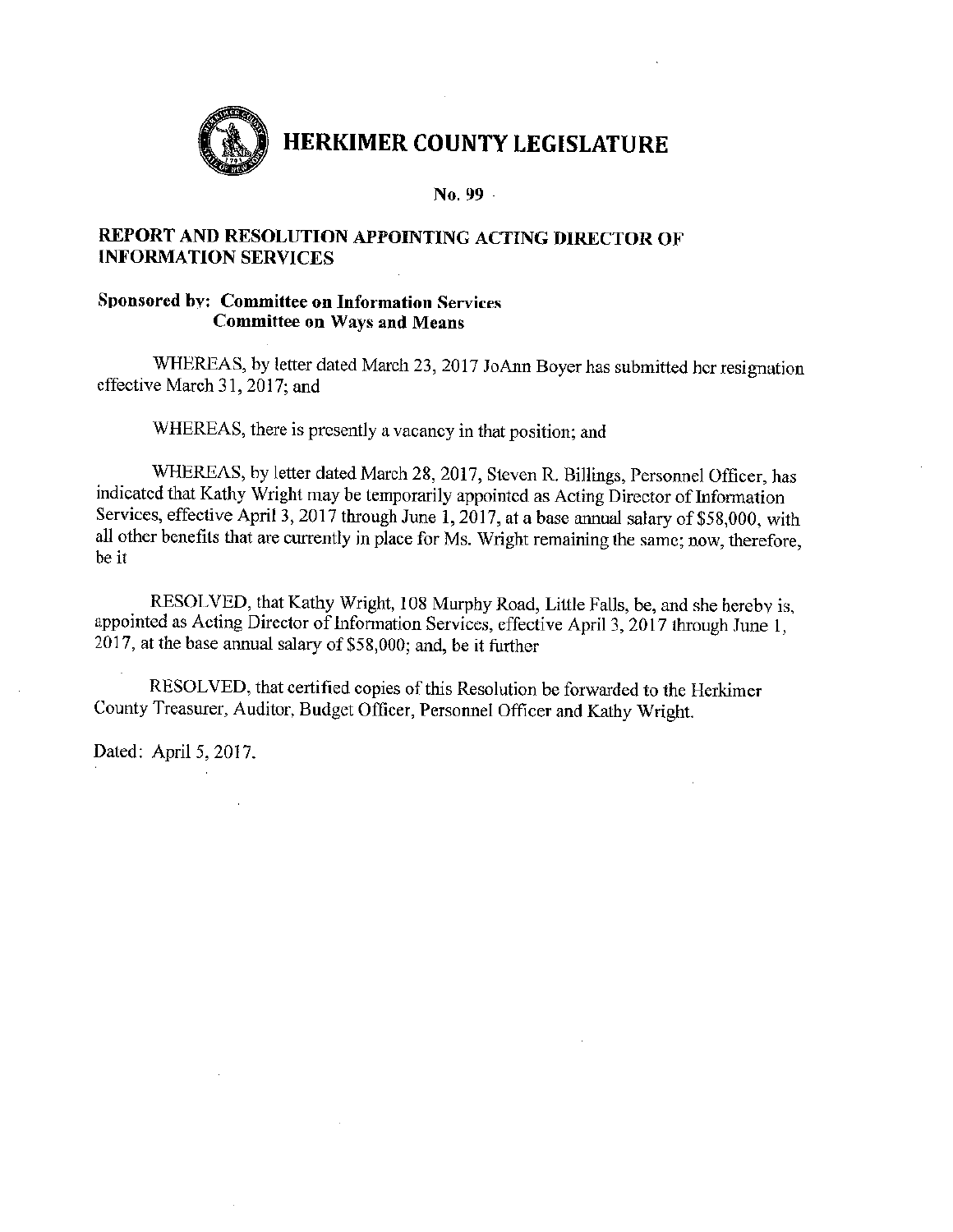# HERKIMER COUNTY LEGISLATURE

**No. 99**

**REPORT AND RESOLUTION APPOINTING ACTING DIRECTOR OF INFORMATION SERVICES**

**Sponsored by: Committee on Information Services**
**Committee on Ways and Means**

WHEREAS, by letter dated March 23, 2017 JoAnn Boyer has submitted her resignation effective March 31, 2017; and

WHEREAS, there is presently a vacancy in that position; and

WHEREAS, by letter dated March 28, 2017, Steven R. Billings, Personnel Officer, has indicated that Kathy Wright may be temporarily appointed as Acting Director of Information Services, effective April 3, 2017 through June 1, 2017, at a base annual salary of $58,000, with all other benefits that are currently in place for Ms. Wright remaining the same; now, therefore, be it

RESOLVED, that Kathy Wright, 108 Murphy Road, Little Falls, be, and she hereby is, appointed as Acting Director of Information Services, effective April 3, 2017 through June 1, 2017, at the base annual salary of $58,000; and, be it further

RESOLVED, that certified copies of this Resolution be forwarded to the Herkimer County Treasurer, Auditor, Budget Officer, Personnel Officer and Kathy Wright.

Dated: April 5, 2017.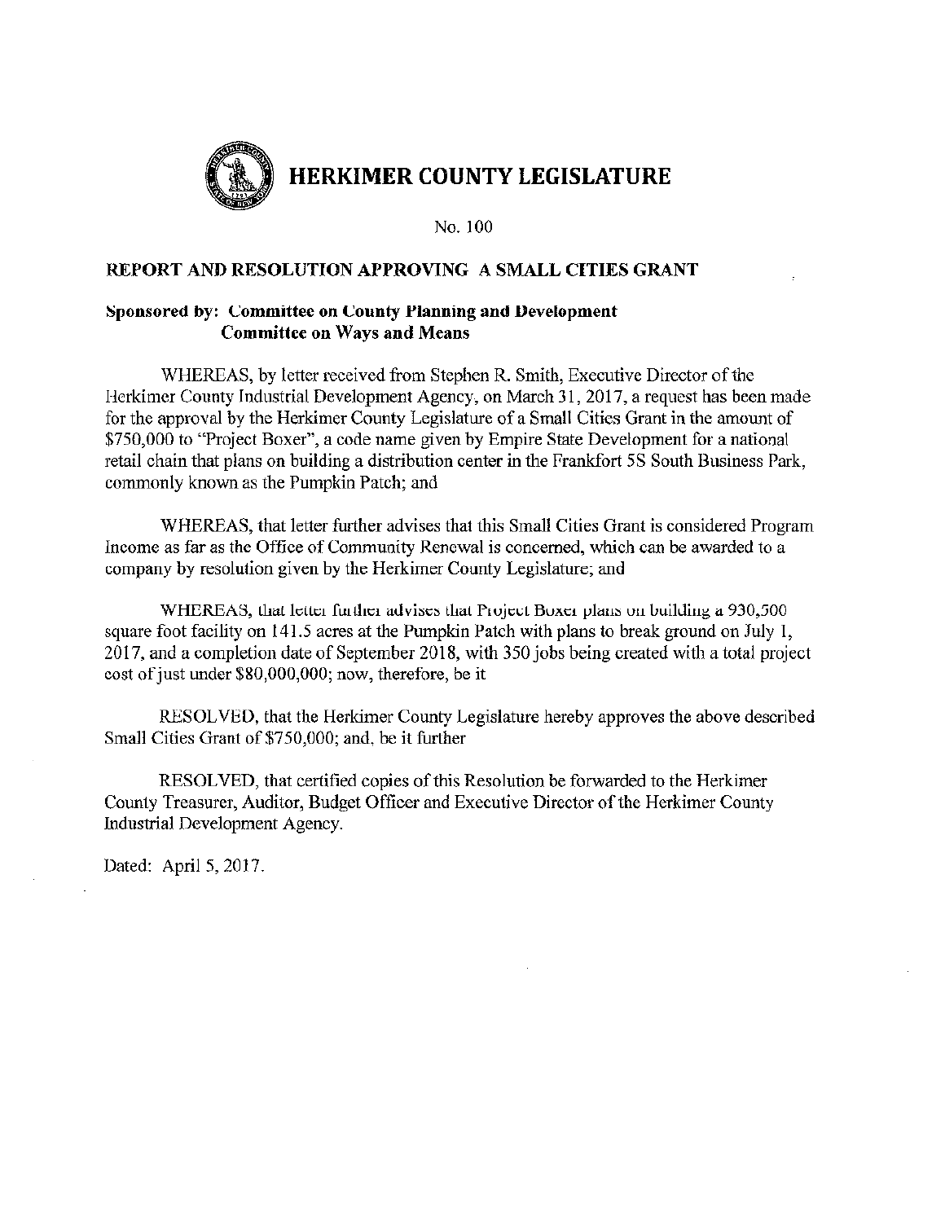# HERKIMER COUNTY LEGISLATURE

No. 100

## REPORT AND RESOLUTION APPROVING A SMALL CITIES GRANT

**Sponsored by: Committee on County Planning and Development**
**Committee on Ways and Means**

WHEREAS, by letter received from Stephen R. Smith, Executive Director of the Herkimer County Industrial Development Agency, on March 31, 2017, a request has been made for the approval by the Herkimer County Legislature of a Small Cities Grant in the amount of $750,000 to "Project Boxer", a code name given by Empire State Development for a national retail chain that plans on building a distribution center in the Frankfort 5S South Business Park, commonly known as the Pumpkin Patch; and

WHEREAS, that letter further advises that this Small Cities Grant is considered Program Income as far as the Office of Community Renewal is concerned, which can be awarded to a company by resolution given by the Herkimer County Legislature; and

WHEREAS, that letter further advises that Project Boxer plans on building a 930,500 square foot facility on 141.5 acres at the Pumpkin Patch with plans to break ground on July 1, 2017, and a completion date of September 2018, with 350 jobs being created with a total project cost of just under $80,000,000; now, therefore, be it

RESOLVED, that the Herkimer County Legislature hereby approves the above described Small Cities Grant of $750,000; and, be it further

RESOLVED, that certified copies of this Resolution be forwarded to the Herkimer County Treasurer, Auditor, Budget Officer and Executive Director of the Herkimer County Industrial Development Agency.

Dated: April 5, 2017.